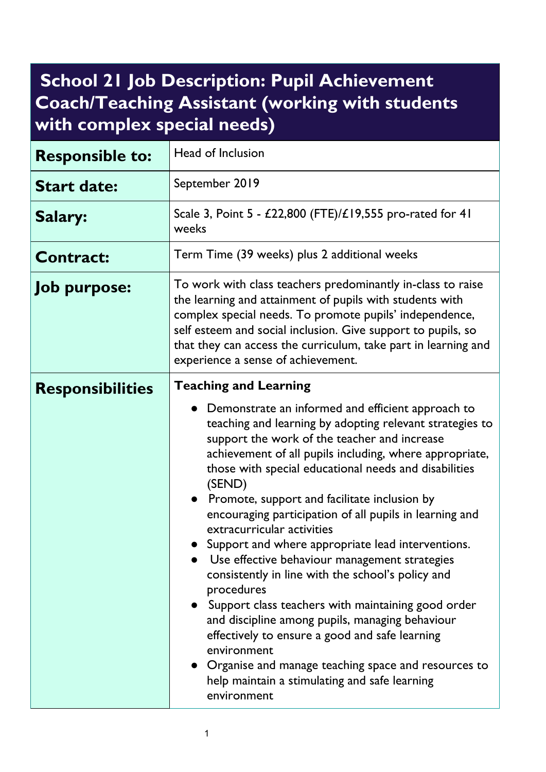# School 21 Job Description: Pupil Achievement Coach/Teaching Assistant (working with students with complex special needs)

| | |
|---|---|
| **Responsible to:** | Head of Inclusion |
| **Start date:** | September 2019 |
| **Salary:** | Scale 3, Point 5 - £22,800 (FTE)/£19,555 pro-rated for 41 weeks |
| **Contract:** | Term Time (39 weeks) plus 2 additional weeks |
| **Job purpose:** | To work with class teachers predominantly in-class to raise the learning and attainment of pupils with students with complex special needs. To promote pupils' independence, self esteem and social inclusion. Give support to pupils, so that they can access the curriculum, take part in learning and experience a sense of achievement. |
| **Responsibilities** | **Teaching and Learning**<br>● Demonstrate an informed and efficient approach to teaching and learning by adopting relevant strategies to support the work of the teacher and increase achievement of all pupils including, where appropriate, those with special educational needs and disabilities (SEND)<br>● Promote, support and facilitate inclusion by encouraging participation of all pupils in learning and extracurricular activities<br>● Support and where appropriate lead interventions.<br>● Use effective behaviour management strategies consistently in line with the school's policy and procedures<br>● Support class teachers with maintaining good order and discipline among pupils, managing behaviour effectively to ensure a good and safe learning environment<br>● Organise and manage teaching space and resources to help maintain a stimulating and safe learning environment |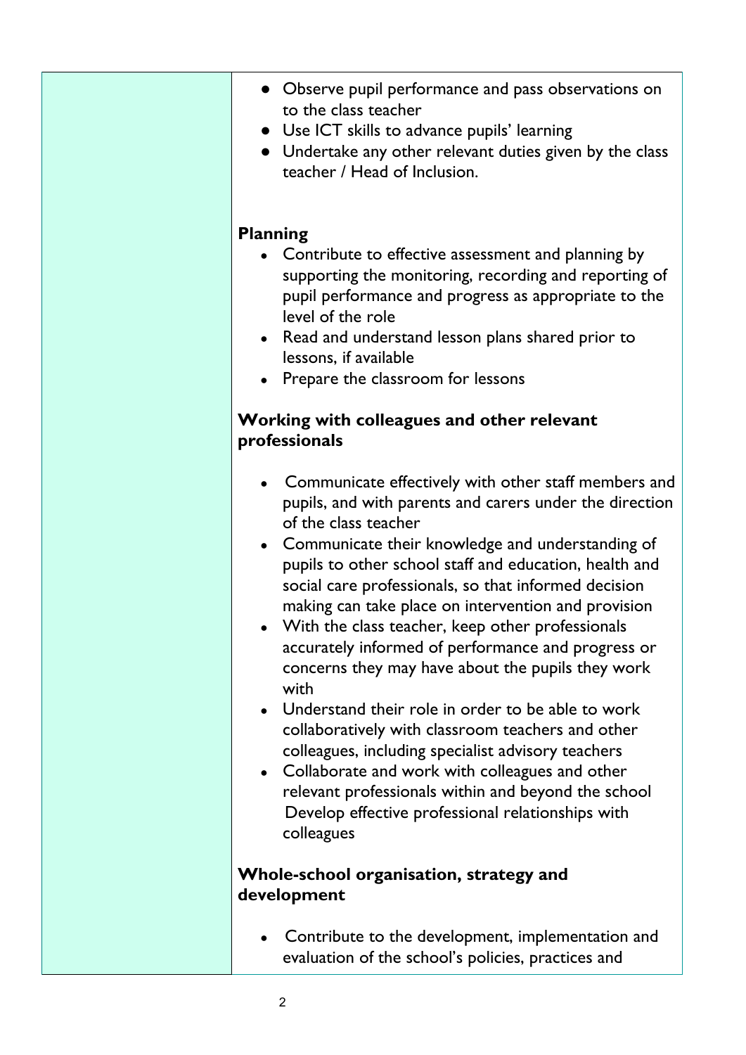- Observe pupil performance and pass observations on to the class teacher
- Use ICT skills to advance pupils' learning
- Undertake any other relevant duties given by the class teacher / Head of Inclusion.

**Planning**

- Contribute to effective assessment and planning by supporting the monitoring, recording and reporting of pupil performance and progress as appropriate to the level of the role
- Read and understand lesson plans shared prior to lessons, if available
- Prepare the classroom for lessons

**Working with colleagues and other relevant professionals**

- Communicate effectively with other staff members and pupils, and with parents and carers under the direction of the class teacher
- Communicate their knowledge and understanding of pupils to other school staff and education, health and social care professionals, so that informed decision making can take place on intervention and provision
- With the class teacher, keep other professionals accurately informed of performance and progress or concerns they may have about the pupils they work with
- Understand their role in order to be able to work collaboratively with classroom teachers and other colleagues, including specialist advisory teachers
- Collaborate and work with colleagues and other relevant professionals within and beyond the school Develop effective professional relationships with colleagues

**Whole-school organisation, strategy and development**

- Contribute to the development, implementation and evaluation of the school's policies, practices and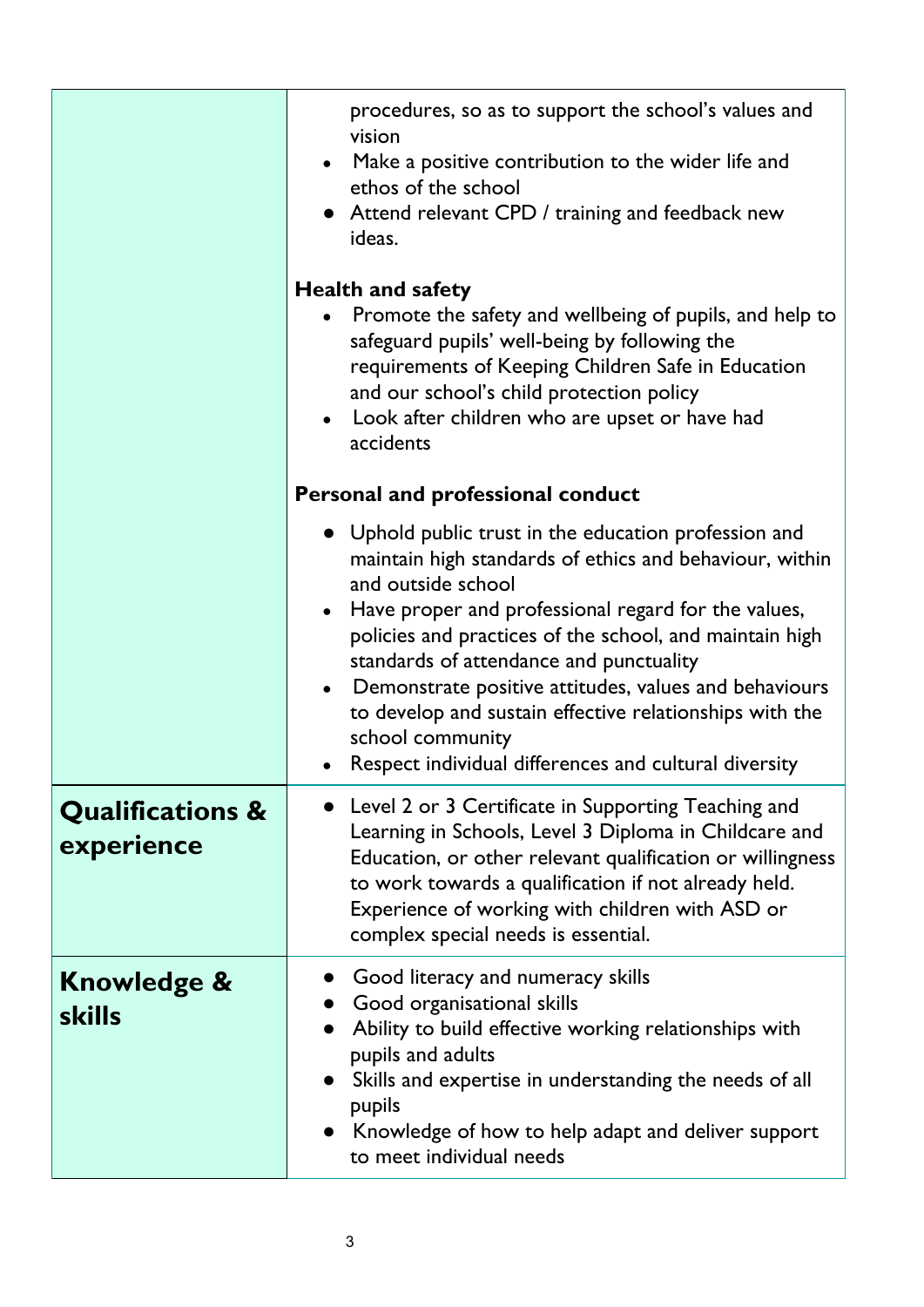| | |
|---|---|
| | procedures, so as to support the school's values and vision<br>• Make a positive contribution to the wider life and ethos of the school<br>• Attend relevant CPD / training and feedback new ideas.<br><br>**Health and safety**<br>• Promote the safety and wellbeing of pupils, and help to safeguard pupils' well-being by following the requirements of Keeping Children Safe in Education and our school's child protection policy<br>• Look after children who are upset or have had accidents<br><br>**Personal and professional conduct**<br>• Uphold public trust in the education profession and maintain high standards of ethics and behaviour, within and outside school<br>• Have proper and professional regard for the values, policies and practices of the school, and maintain high standards of attendance and punctuality<br>• Demonstrate positive attitudes, values and behaviours to develop and sustain effective relationships with the school community<br>• Respect individual differences and cultural diversity |
| **Qualifications & experience** | • Level 2 or 3 Certificate in Supporting Teaching and Learning in Schools, Level 3 Diploma in Childcare and Education, or other relevant qualification or willingness to work towards a qualification if not already held. Experience of working with children with ASD or complex special needs is essential. |
| **Knowledge & skills** | • Good literacy and numeracy skills<br>• Good organisational skills<br>• Ability to build effective working relationships with pupils and adults<br>• Skills and expertise in understanding the needs of all pupils<br>• Knowledge of how to help adapt and deliver support to meet individual needs |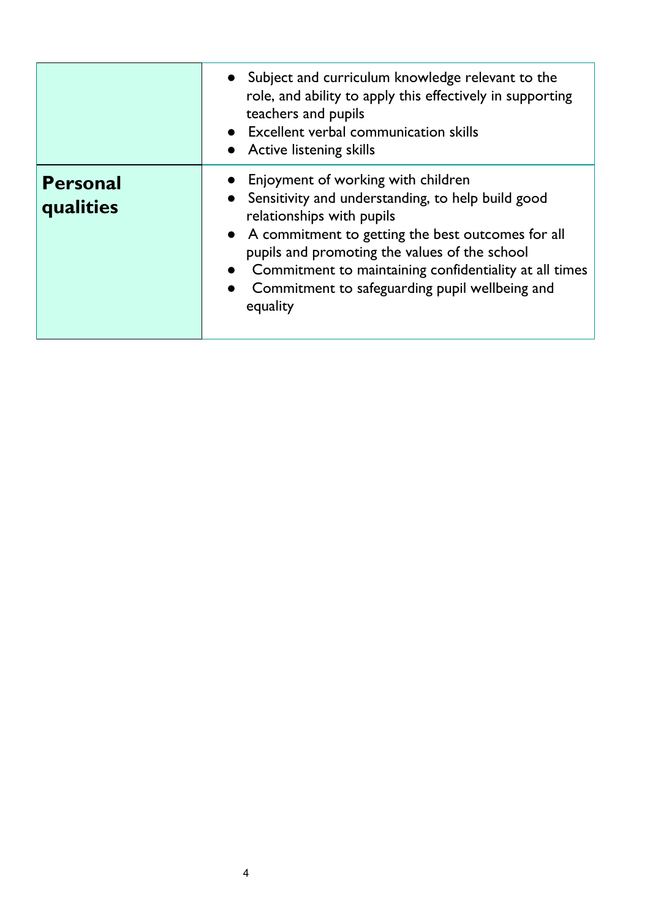| | |
|---|---|
| | • Subject and curriculum knowledge relevant to the role, and ability to apply this effectively in supporting teachers and pupils<br>• Excellent verbal communication skills<br>• Active listening skills |
| **Personal qualities** | • Enjoyment of working with children<br>• Sensitivity and understanding, to help build good relationships with pupils<br>• A commitment to getting the best outcomes for all pupils and promoting the values of the school<br>• Commitment to maintaining confidentiality at all times<br>• Commitment to safeguarding pupil wellbeing and equality |